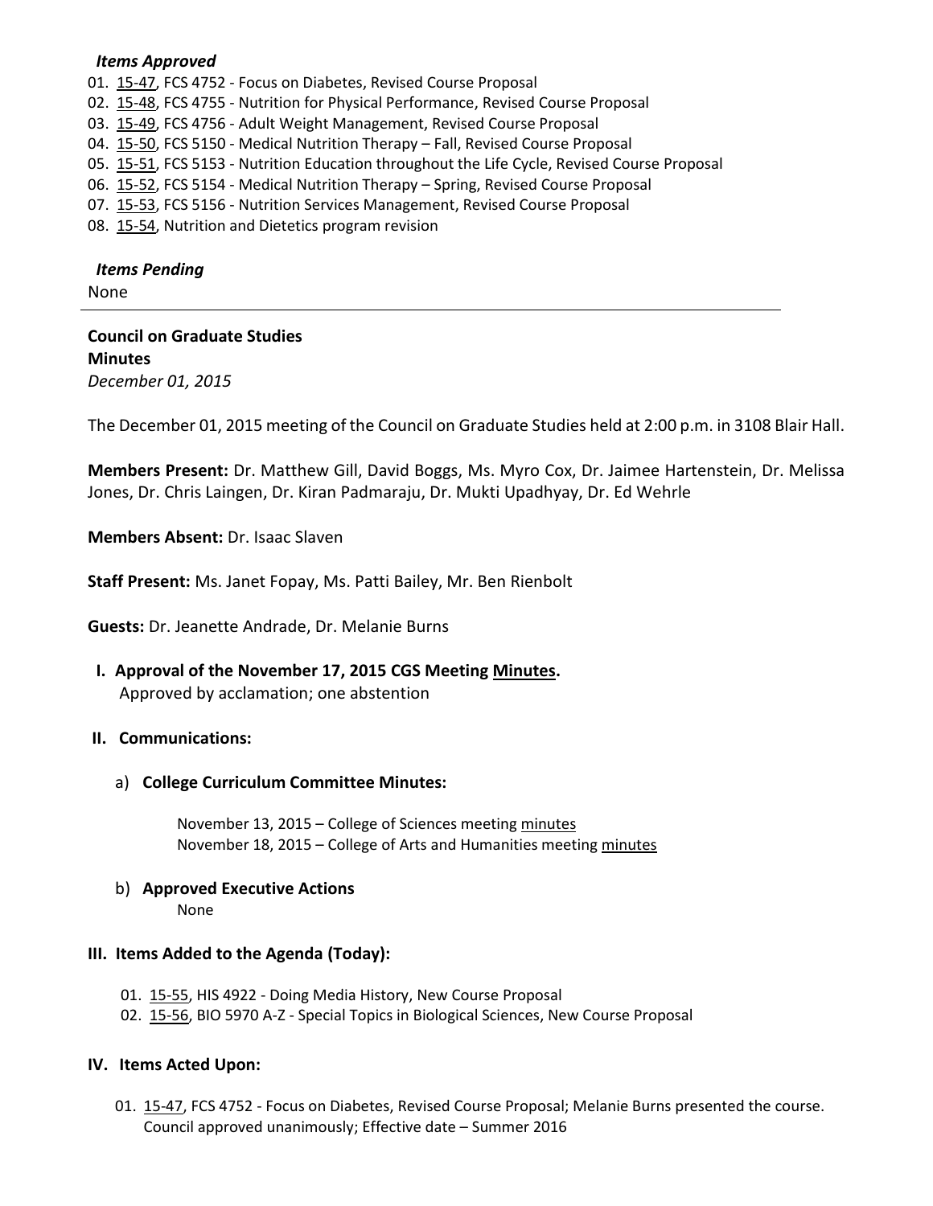*Items Approved*

01. 15-47, FCS 4752 - Focus on Diabetes, Revised Course Proposal
02. 15-48, FCS 4755 - Nutrition for Physical Performance, Revised Course Proposal
03. 15-49, FCS 4756 - Adult Weight Management, Revised Course Proposal
04. 15-50, FCS 5150 - Medical Nutrition Therapy – Fall, Revised Course Proposal
05. 15-51, FCS 5153 - Nutrition Education throughout the Life Cycle, Revised Course Proposal
06. 15-52, FCS 5154 - Medical Nutrition Therapy – Spring, Revised Course Proposal
07. 15-53, FCS 5156 - Nutrition Services Management, Revised Course Proposal
08. 15-54, Nutrition and Dietetics program revision

*Items Pending*

None

---

**Council on Graduate Studies**
**Minutes**
*December 01, 2015*

The December 01, 2015 meeting of the Council on Graduate Studies held at 2:00 p.m. in 3108 Blair Hall.

**Members Present:** Dr. Matthew Gill, David Boggs, Ms. Myro Cox, Dr. Jaimee Hartenstein, Dr. Melissa Jones, Dr. Chris Laingen, Dr. Kiran Padmaraju, Dr. Mukti Upadhyay, Dr. Ed Wehrle

**Members Absent:** Dr. Isaac Slaven

**Staff Present:** Ms. Janet Fopay, Ms. Patti Bailey, Mr. Ben Rienbolt

**Guests:** Dr. Jeanette Andrade, Dr. Melanie Burns

**I. Approval of the November 17, 2015 CGS Meeting Minutes.**
Approved by acclamation; one abstention

**II. Communications:**

a) **College Curriculum Committee Minutes:**

November 13, 2015 – College of Sciences meeting minutes
November 18, 2015 – College of Arts and Humanities meeting minutes

b) **Approved Executive Actions**

None

**III. Items Added to the Agenda (Today):**

01. 15-55, HIS 4922 - Doing Media History, New Course Proposal
02. 15-56, BIO 5970 A-Z - Special Topics in Biological Sciences, New Course Proposal

**IV. Items Acted Upon:**

01. 15-47, FCS 4752 - Focus on Diabetes, Revised Course Proposal; Melanie Burns presented the course. Council approved unanimously; Effective date – Summer 2016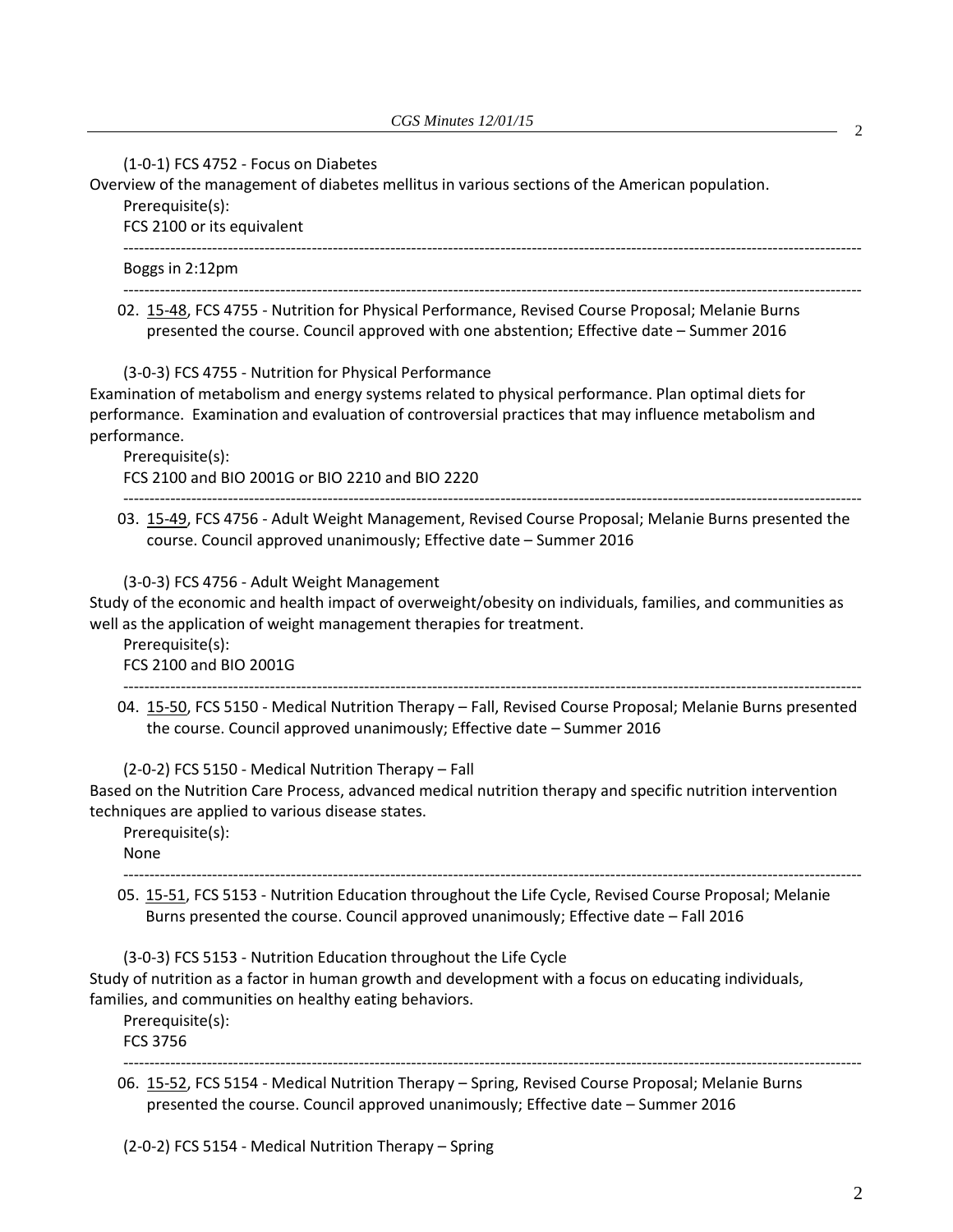(1-0-1) FCS 4752 - Focus on Diabetes

Overview of the management of diabetes mellitus in various sections of the American population.

Prerequisite(s):

FCS 2100 or its equivalent

---

Boggs in 2:12pm

---

02. 15-48, FCS 4755 - Nutrition for Physical Performance, Revised Course Proposal; Melanie Burns presented the course. Council approved with one abstention; Effective date – Summer 2016

(3-0-3) FCS 4755 - Nutrition for Physical Performance

Examination of metabolism and energy systems related to physical performance. Plan optimal diets for performance. Examination and evaluation of controversial practices that may influence metabolism and performance.

Prerequisite(s):

FCS 2100 and BIO 2001G or BIO 2210 and BIO 2220

---

03. 15-49, FCS 4756 - Adult Weight Management, Revised Course Proposal; Melanie Burns presented the course. Council approved unanimously; Effective date – Summer 2016

(3-0-3) FCS 4756 - Adult Weight Management

Study of the economic and health impact of overweight/obesity on individuals, families, and communities as well as the application of weight management therapies for treatment.

Prerequisite(s):

FCS 2100 and BIO 2001G

---

04. 15-50, FCS 5150 - Medical Nutrition Therapy – Fall, Revised Course Proposal; Melanie Burns presented the course. Council approved unanimously; Effective date – Summer 2016

(2-0-2) FCS 5150 - Medical Nutrition Therapy – Fall

Based on the Nutrition Care Process, advanced medical nutrition therapy and specific nutrition intervention techniques are applied to various disease states.

Prerequisite(s):

None

---

05. 15-51, FCS 5153 - Nutrition Education throughout the Life Cycle, Revised Course Proposal; Melanie Burns presented the course. Council approved unanimously; Effective date – Fall 2016

(3-0-3) FCS 5153 - Nutrition Education throughout the Life Cycle

Study of nutrition as a factor in human growth and development with a focus on educating individuals, families, and communities on healthy eating behaviors.

Prerequisite(s):

FCS 3756

---

06. 15-52, FCS 5154 - Medical Nutrition Therapy – Spring, Revised Course Proposal; Melanie Burns presented the course. Council approved unanimously; Effective date – Summer 2016

(2-0-2) FCS 5154 - Medical Nutrition Therapy – Spring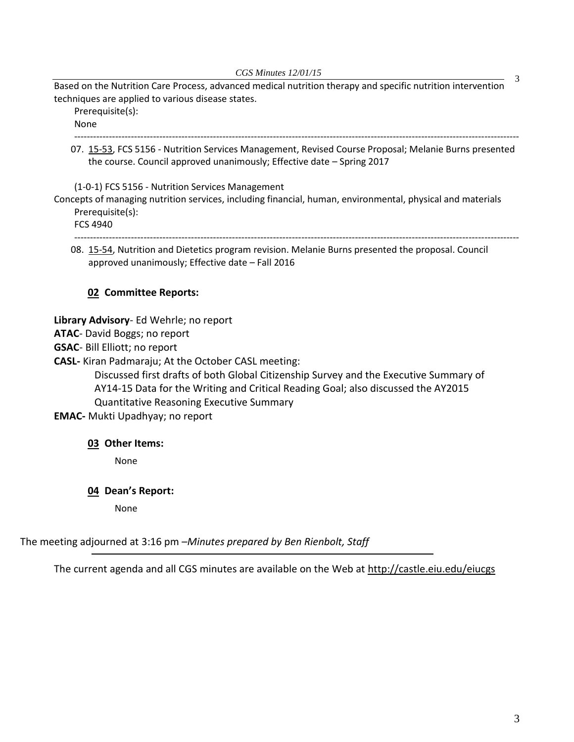Based on the Nutrition Care Process, advanced medical nutrition therapy and specific nutrition intervention techniques are applied to various disease states.

Prerequisite(s):
None

---

07. 15-53, FCS 5156 - Nutrition Services Management, Revised Course Proposal; Melanie Burns presented the course. Council approved unanimously; Effective date – Spring 2017

(1-0-1) FCS 5156 - Nutrition Services Management

Concepts of managing nutrition services, including financial, human, environmental, physical and materials

Prerequisite(s):
FCS 4940

---

08. 15-54, Nutrition and Dietetics program revision. Melanie Burns presented the proposal. Council approved unanimously; Effective date – Fall 2016

**02 Committee Reports:**

**Library Advisory**- Ed Wehrle; no report

**ATAC**- David Boggs; no report

**GSAC**- Bill Elliott; no report

**CASL-** Kiran Padmaraju; At the October CASL meeting:

Discussed first drafts of both Global Citizenship Survey and the Executive Summary of AY14-15 Data for the Writing and Critical Reading Goal; also discussed the AY2015 Quantitative Reasoning Executive Summary

**EMAC-** Mukti Upadhyay; no report

**03 Other Items:**

None

**04 Dean's Report:**

None

The meeting adjourned at 3:16 pm –*Minutes prepared by Ben Rienbolt, Staff*

The current agenda and all CGS minutes are available on the Web at http://castle.eiu.edu/eiucgs